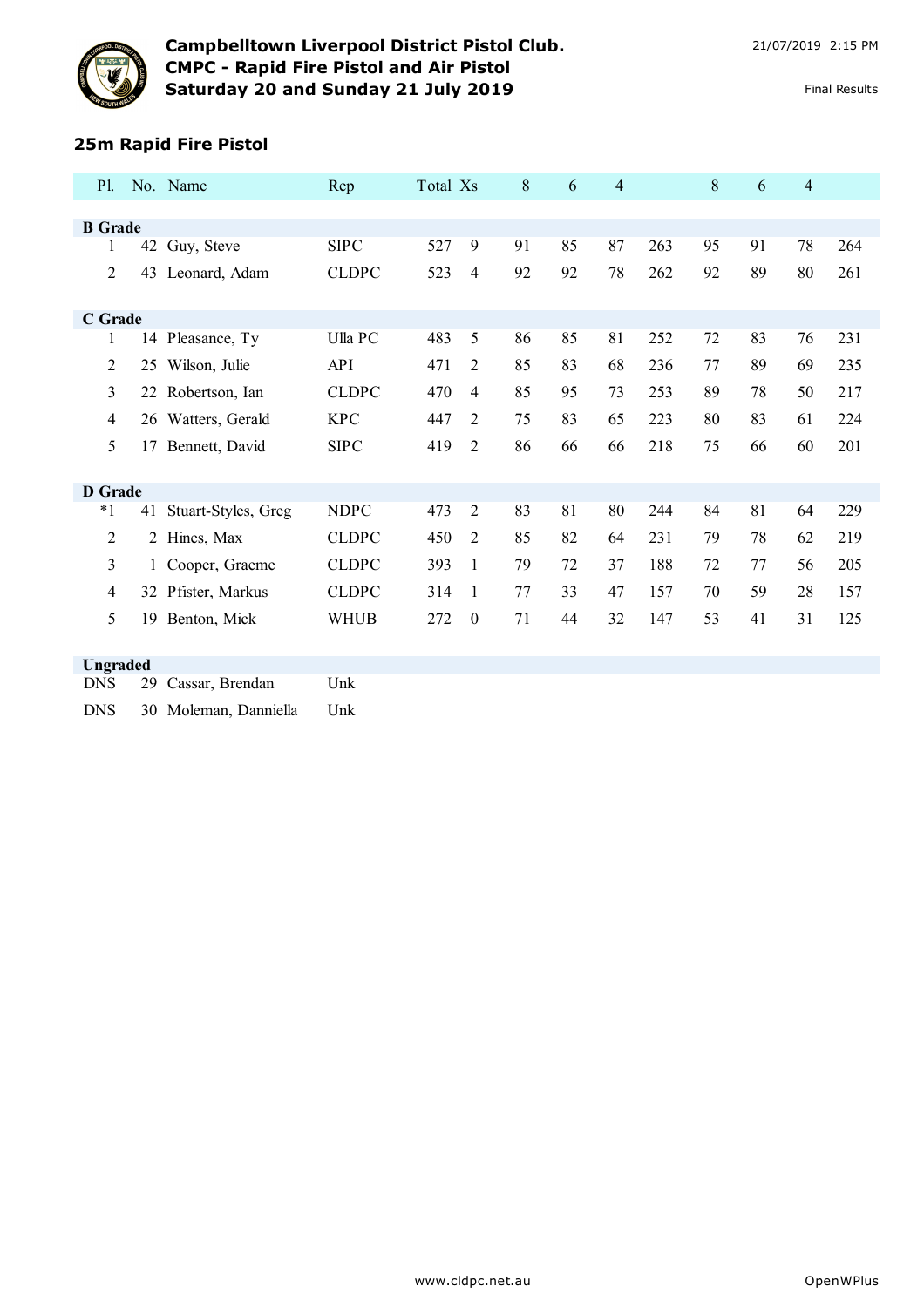# Campbelltown Liverpool District Pistol Club.
## CMPC - Rapid Fire Pistol and Air Pistol
## Saturday 20 and Sunday 21 July 2019

21/07/2019 2:15 PM

Final Results

### 25m Rapid Fire Pistol

| Pl. | No. | Name | Rep | Total | Xs | 8 | 6 | 4 | | 8 | 6 | 4 | |
|---|---|---|---|---|---|---|---|---|---|---|---|---|---|
| **B Grade** | | | | | | | | | | | | | |
| 1 | 42 | Guy, Steve | SIPC | 527 | 9 | 91 | 85 | 87 | 263 | 95 | 91 | 78 | 264 |
| 2 | 43 | Leonard, Adam | CLDPC | 523 | 4 | 92 | 92 | 78 | 262 | 92 | 89 | 80 | 261 |
| **C Grade** | | | | | | | | | | | | | |
| 1 | 14 | Pleasance, Ty | Ulla PC | 483 | 5 | 86 | 85 | 81 | 252 | 72 | 83 | 76 | 231 |
| 2 | 25 | Wilson, Julie | API | 471 | 2 | 85 | 83 | 68 | 236 | 77 | 89 | 69 | 235 |
| 3 | 22 | Robertson, Ian | CLDPC | 470 | 4 | 85 | 95 | 73 | 253 | 89 | 78 | 50 | 217 |
| 4 | 26 | Watters, Gerald | KPC | 447 | 2 | 75 | 83 | 65 | 223 | 80 | 83 | 61 | 224 |
| 5 | 17 | Bennett, David | SIPC | 419 | 2 | 86 | 66 | 66 | 218 | 75 | 66 | 60 | 201 |
| **D Grade** | | | | | | | | | | | | | |
| *1 | 41 | Stuart-Styles, Greg | NDPC | 473 | 2 | 83 | 81 | 80 | 244 | 84 | 81 | 64 | 229 |
| 2 | 2 | Hines, Max | CLDPC | 450 | 2 | 85 | 82 | 64 | 231 | 79 | 78 | 62 | 219 |
| 3 | 1 | Cooper, Graeme | CLDPC | 393 | 1 | 79 | 72 | 37 | 188 | 72 | 77 | 56 | 205 |
| 4 | 32 | Pfister, Markus | CLDPC | 314 | 1 | 77 | 33 | 47 | 157 | 70 | 59 | 28 | 157 |
| 5 | 19 | Benton, Mick | WHUB | 272 | 0 | 71 | 44 | 32 | 147 | 53 | 41 | 31 | 125 |
| **Ungraded** | | | | | | | | | | | | | |
| DNS | 29 | Cassar, Brendan | Unk | | | | | | | | | | |
| DNS | 30 | Moleman, Danniella | Unk | | | | | | | | | | |

www.cldpc.net.au OpenWPlus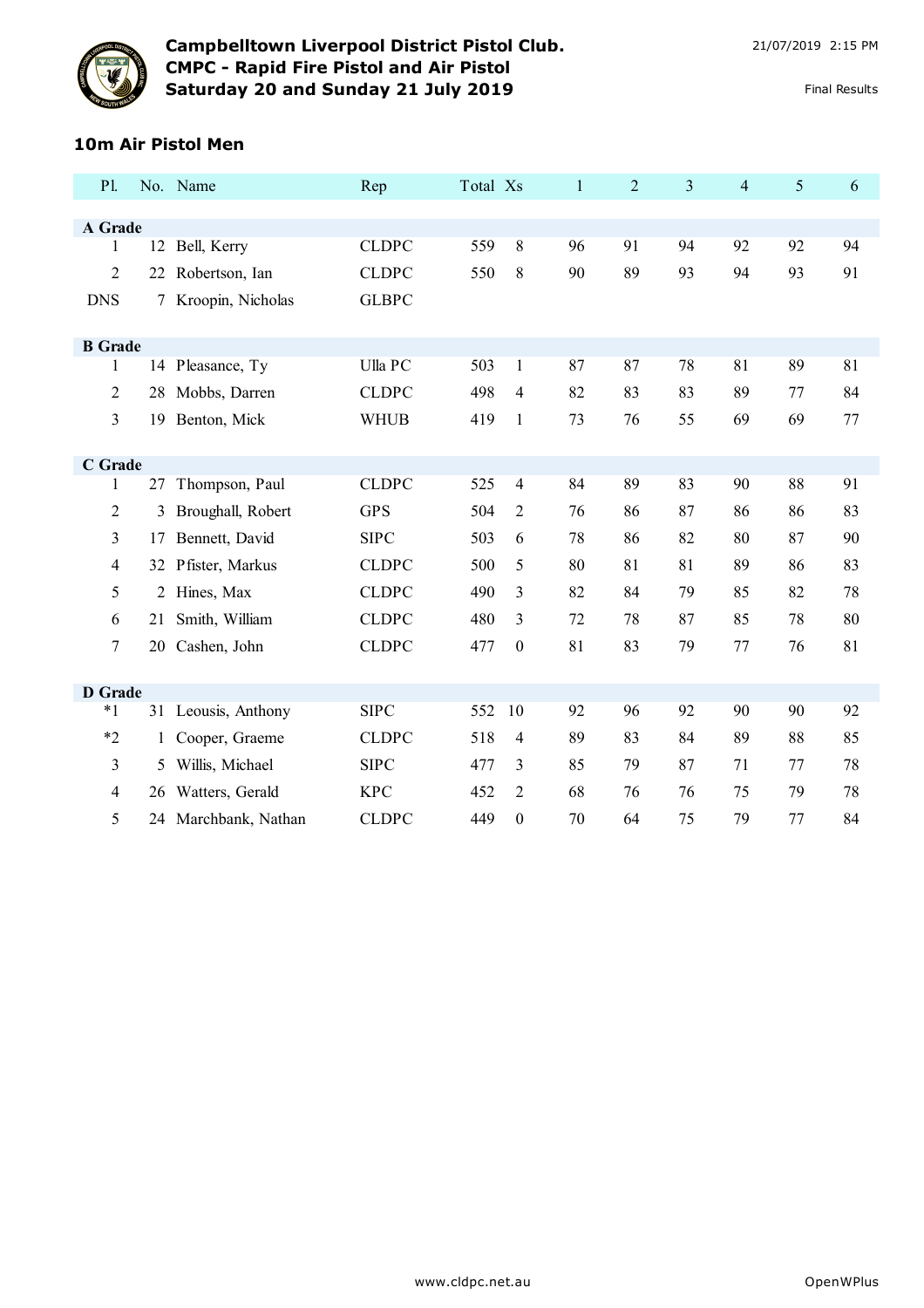## Campbelltown Liverpool District Pistol Club.
## CMPC - Rapid Fire Pistol and Air Pistol
## Saturday 20 and Sunday 21 July 2019

21/07/2019 2:15 PM

Final Results

### 10m Air Pistol Men

| Pl. | No. | Name | Rep | Total | Xs | 1 | 2 | 3 | 4 | 5 | 6 |
|---|---|---|---|---|---|---|---|---|---|---|---|
| **A Grade** | | | | | | | | | | | |
| 1 | 12 | Bell, Kerry | CLDPC | 559 | 8 | 96 | 91 | 94 | 92 | 92 | 94 |
| 2 | 22 | Robertson, Ian | CLDPC | 550 | 8 | 90 | 89 | 93 | 94 | 93 | 91 |
| DNS | 7 | Kroopin, Nicholas | GLBPC | | | | | | | | |
| **B Grade** | | | | | | | | | | | |
| 1 | 14 | Pleasance, Ty | Ulla PC | 503 | 1 | 87 | 87 | 78 | 81 | 89 | 81 |
| 2 | 28 | Mobbs, Darren | CLDPC | 498 | 4 | 82 | 83 | 83 | 89 | 77 | 84 |
| 3 | 19 | Benton, Mick | WHUB | 419 | 1 | 73 | 76 | 55 | 69 | 69 | 77 |
| **C Grade** | | | | | | | | | | | |
| 1 | 27 | Thompson, Paul | CLDPC | 525 | 4 | 84 | 89 | 83 | 90 | 88 | 91 |
| 2 | 3 | Broughall, Robert | GPS | 504 | 2 | 76 | 86 | 87 | 86 | 86 | 83 |
| 3 | 17 | Bennett, David | SIPC | 503 | 6 | 78 | 86 | 82 | 80 | 87 | 90 |
| 4 | 32 | Pfister, Markus | CLDPC | 500 | 5 | 80 | 81 | 81 | 89 | 86 | 83 |
| 5 | 2 | Hines, Max | CLDPC | 490 | 3 | 82 | 84 | 79 | 85 | 82 | 78 |
| 6 | 21 | Smith, William | CLDPC | 480 | 3 | 72 | 78 | 87 | 85 | 78 | 80 |
| 7 | 20 | Cashen, John | CLDPC | 477 | 0 | 81 | 83 | 79 | 77 | 76 | 81 |
| **D Grade** | | | | | | | | | | | |
| *1 | 31 | Leousis, Anthony | SIPC | 552 | 10 | 92 | 96 | 92 | 90 | 90 | 92 |
| *2 | 1 | Cooper, Graeme | CLDPC | 518 | 4 | 89 | 83 | 84 | 89 | 88 | 85 |
| 3 | 5 | Willis, Michael | SIPC | 477 | 3 | 85 | 79 | 87 | 71 | 77 | 78 |
| 4 | 26 | Watters, Gerald | KPC | 452 | 2 | 68 | 76 | 76 | 75 | 79 | 78 |
| 5 | 24 | Marchbank, Nathan | CLDPC | 449 | 0 | 70 | 64 | 75 | 79 | 77 | 84 |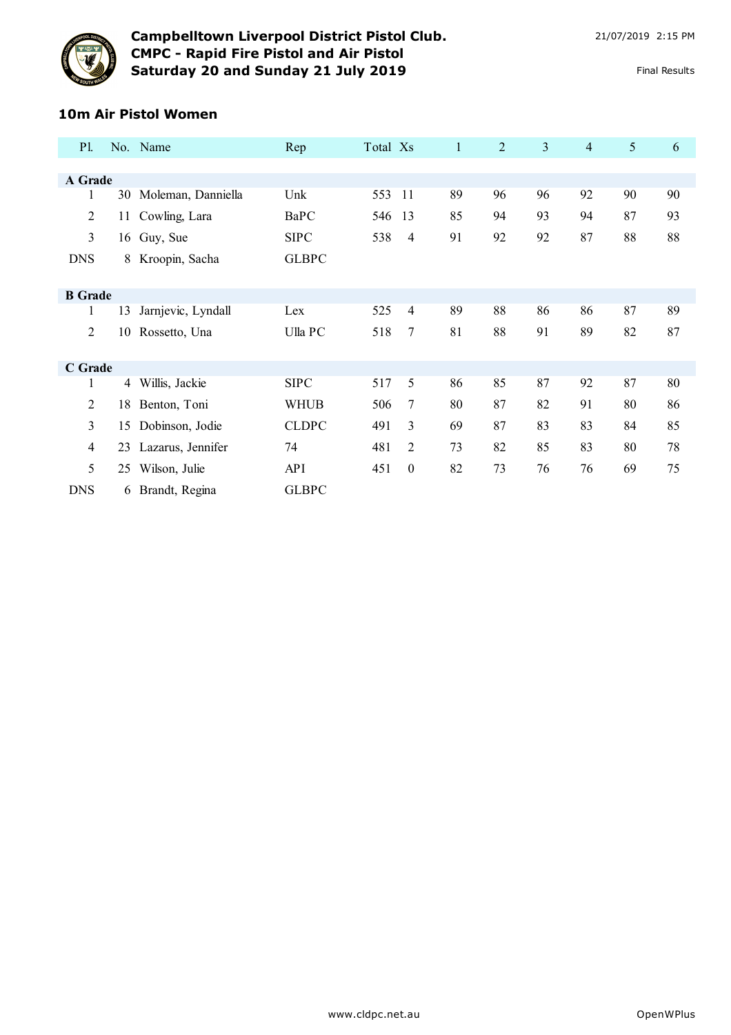# Campbelltown Liverpool District Pistol Club.
## CMPC - Rapid Fire Pistol and Air Pistol
## Saturday 20 and Sunday 21 July 2019

21/07/2019 2:15 PM

Final Results

### 10m Air Pistol Women

| Pl. | No. | Name | Rep | Total | Xs | 1 | 2 | 3 | 4 | 5 | 6 |
|---|---|---|---|---|---|---|---|---|---|---|---|
| **A Grade** | | | | | | | | | | | |
| 1 | 30 | Moleman, Danniella | Unk | 553 | 11 | 89 | 96 | 96 | 92 | 90 | 90 |
| 2 | 11 | Cowling, Lara | BaPC | 546 | 13 | 85 | 94 | 93 | 94 | 87 | 93 |
| 3 | 16 | Guy, Sue | SIPC | 538 | 4 | 91 | 92 | 92 | 87 | 88 | 88 |
| DNS | 8 | Kroopin, Sacha | GLBPC | | | | | | | | |
| **B Grade** | | | | | | | | | | | |
| 1 | 13 | Jarnjevic, Lyndall | Lex | 525 | 4 | 89 | 88 | 86 | 86 | 87 | 89 |
| 2 | 10 | Rossetto, Una | Ulla PC | 518 | 7 | 81 | 88 | 91 | 89 | 82 | 87 |
| **C Grade** | | | | | | | | | | | |
| 1 | 4 | Willis, Jackie | SIPC | 517 | 5 | 86 | 85 | 87 | 92 | 87 | 80 |
| 2 | 18 | Benton, Toni | WHUB | 506 | 7 | 80 | 87 | 82 | 91 | 80 | 86 |
| 3 | 15 | Dobinson, Jodie | CLDPC | 491 | 3 | 69 | 87 | 83 | 83 | 84 | 85 |
| 4 | 23 | Lazarus, Jennifer | 74 | 481 | 2 | 73 | 82 | 85 | 83 | 80 | 78 |
| 5 | 25 | Wilson, Julie | API | 451 | 0 | 82 | 73 | 76 | 76 | 69 | 75 |
| DNS | 6 | Brandt, Regina | GLBPC | | | | | | | | |

www.cldpc.net.au

OpenWPlus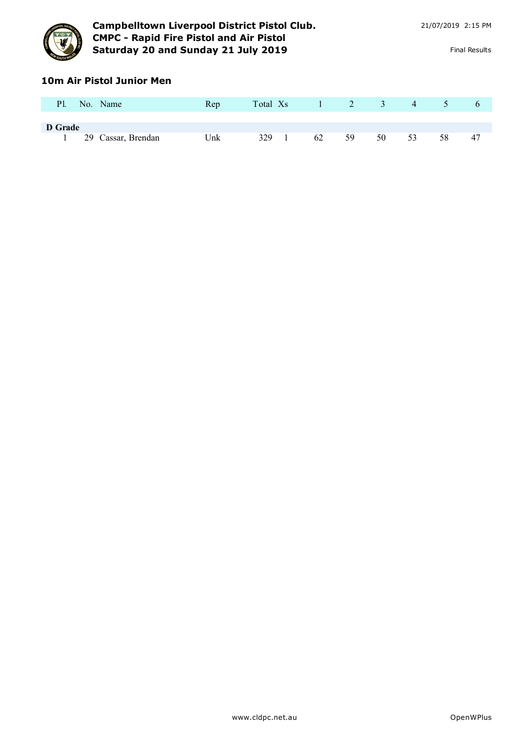# Campbelltown Liverpool District Pistol Club.
## CMPC - Rapid Fire Pistol and Air Pistol
## Saturday 20 and Sunday 21 July 2019

21/07/2019 2:15 PM

Final Results

### 10m Air Pistol Junior Men

| Pl. | No. | Name | Rep | Total | Xs | 1 | 2 | 3 | 4 | 5 | 6 |
|---|---|---|---|---|---|---|---|---|---|---|---|
| **D Grade** | | | | | | | | | | | |
| 1 | 29 | Cassar, Brendan | Unk | 329 | 1 | 62 | 59 | 50 | 53 | 58 | 47 |

www.cldpc.net.au

OpenWPlus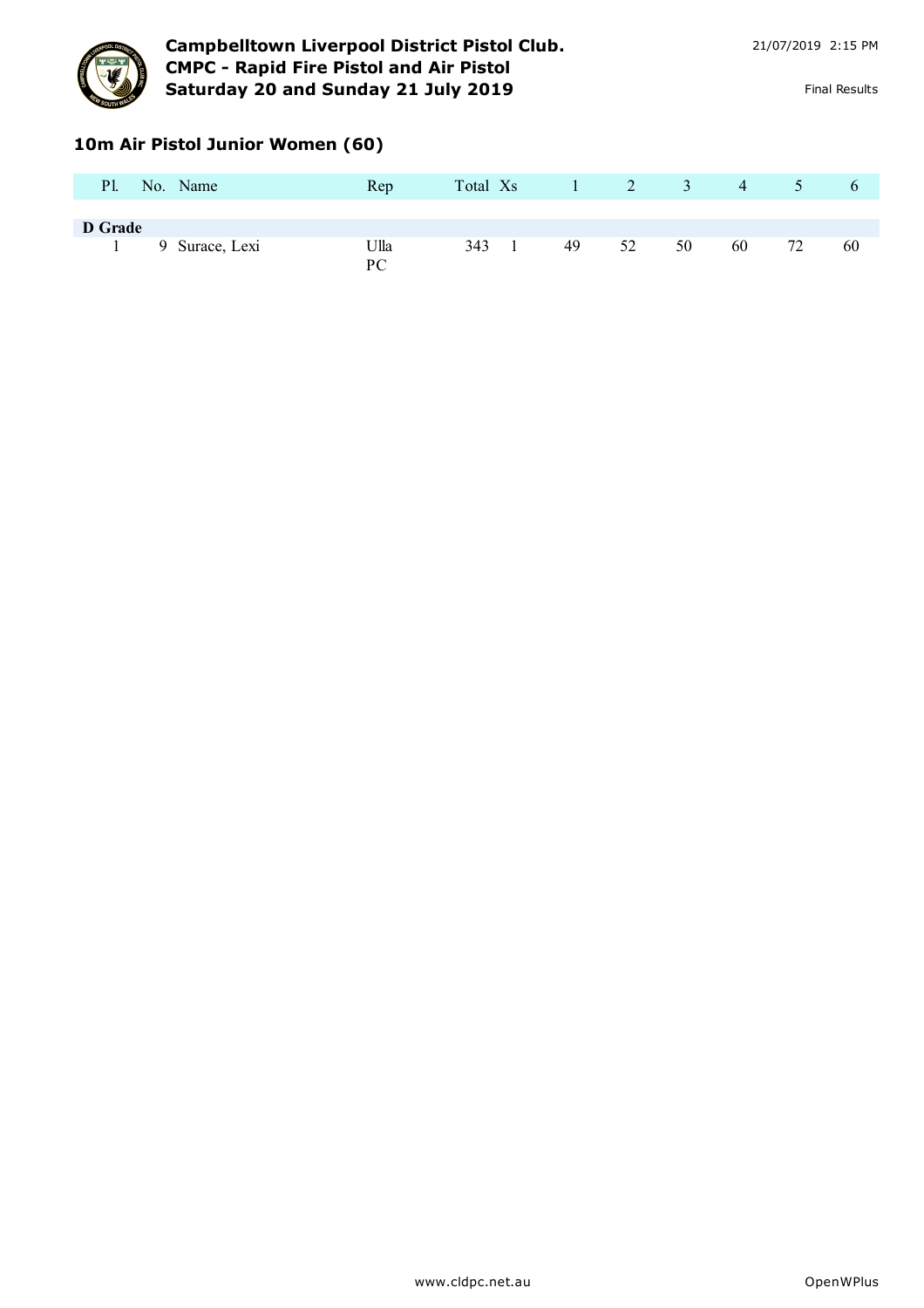## 10m Air Pistol Junior Women (60)

| Pl. | No. | Name | Rep | Total | Xs | 1 | 2 | 3 | 4 | 5 | 6 |
|---|---|---|---|---|---|---|---|---|---|---|---|
| **D Grade** | | | | | | | | | | | |
| 1 | 9 | Surace, Lexi | Ulla PC | 343 | 1 | 49 | 52 | 50 | 60 | 72 | 60 |